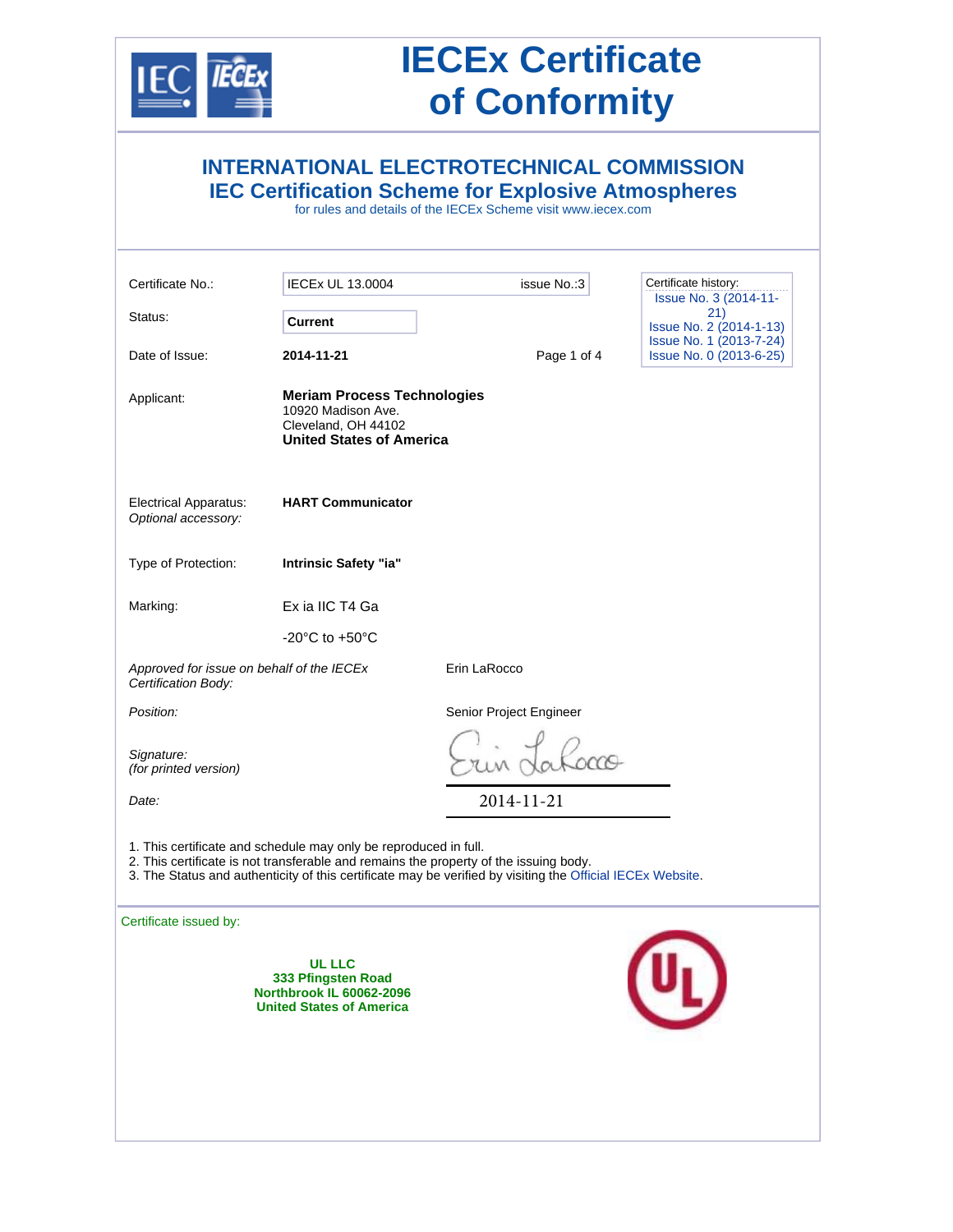# IECEx Certificate of Conformity

## INTERNATIONAL ELECTROTECHNICAL COMMISSION
## IEC Certification Scheme for Explosive Atmospheres

for rules and details of the IECEx Scheme visit www.iecex.com

| | | | |
|---|---|---|---|
| Certificate No.: | IECEx UL 13.0004 | issue No.:3 | Certificate history: Issue No. 3 (2014-11-21) Issue No. 2 (2014-1-13) Issue No. 1 (2013-7-24) Issue No. 0 (2013-6-25) |
| Status: | **Current** | | |
| Date of Issue: | **2014-11-21** | | |

Applicant: **Meriam Process Technologies**
10920 Madison Ave.
Cleveland, OH 44102
**United States of America**

Electrical Apparatus: **HART Communicator**
*Optional accessory:*

Type of Protection: **Intrinsic Safety "ia"**

Marking: Ex ia IIC T4 Ga

-20°C to +50°C

*Approved for issue on behalf of the IECEx Certification Body:* Erin LaRocco

*Position:* Senior Project Engineer

*Signature:*
*(for printed version)*

*Date:* 2014-11-21

1. This certificate and schedule may only be reproduced in full.
2. This certificate is not transferable and remains the property of the issuing body.
3. The Status and authenticity of this certificate may be verified by visiting the Official IECEx Website.

Certificate issued by:

**UL LLC**
**333 Pfingsten Road**
**Northbrook IL 60062-2096**
**United States of America**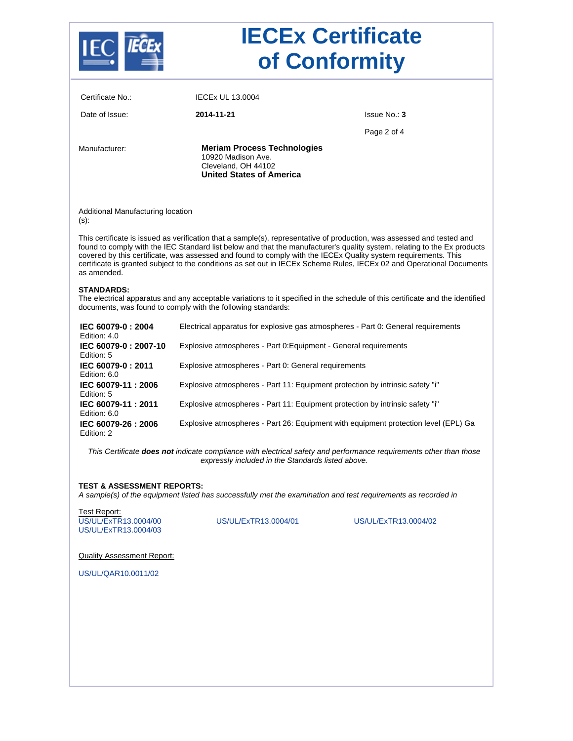# IECEx Certificate of Conformity

| | | |
|---|---|---|
| Certificate No.: | IECEx UL 13.0004 | |
| Date of Issue: | **2014-11-21** | Issue No.: **3** |

Manufacturer: **Meriam Process Technologies**
10920 Madison Ave.
Cleveland, OH 44102
**United States of America**

Additional Manufacturing location (s):

This certificate is issued as verification that a sample(s), representative of production, was assessed and tested and found to comply with the IEC Standard list below and that the manufacturer's quality system, relating to the Ex products covered by this certificate, was assessed and found to comply with the IECEx Quality system requirements. This certificate is granted subject to the conditions as set out in IECEx Scheme Rules, IECEx 02 and Operational Documents as amended.

**STANDARDS:**
The electrical apparatus and any acceptable variations to it specified in the schedule of this certificate and the identified documents, was found to comply with the following standards:

| Standard | Title |
|---|---|
| **IEC 60079-0 : 2004** Edition: 4.0 | Electrical apparatus for explosive gas atmospheres - Part 0: General requirements |
| **IEC 60079-0 : 2007-10** Edition: 5 | Explosive atmospheres - Part 0:Equipment - General requirements |
| **IEC 60079-0 : 2011** Edition: 6.0 | Explosive atmospheres - Part 0: General requirements |
| **IEC 60079-11 : 2006** Edition: 5 | Explosive atmospheres - Part 11: Equipment protection by intrinsic safety "i" |
| **IEC 60079-11 : 2011** Edition: 6.0 | Explosive atmospheres - Part 11: Equipment protection by intrinsic safety "i" |
| **IEC 60079-26 : 2006** Edition: 2 | Explosive atmospheres - Part 26: Equipment with equipment protection level (EPL) Ga |

*This Certificate* ***does not*** *indicate compliance with electrical safety and performance requirements other than those expressly included in the Standards listed above.*

**TEST & ASSESSMENT REPORTS:**
*A sample(s) of the equipment listed has successfully met the examination and test requirements as recorded in*

Test Report:
US/UL/ExTR13.0004/00
US/UL/ExTR13.0004/01
US/UL/ExTR13.0004/02
US/UL/ExTR13.0004/03

Quality Assessment Report:

US/UL/QAR10.0011/02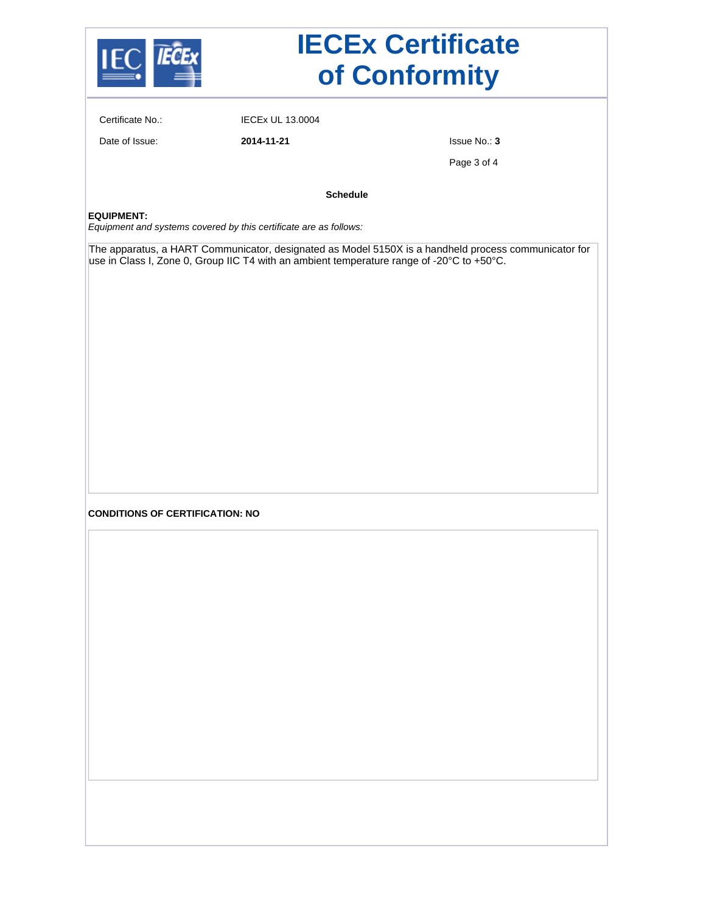# IECEx Certificate of Conformity

| | | |
|---|---|---|
| Certificate No.: | IECEx UL 13.0004 | |
| Date of Issue: | **2014-11-21** | Issue No.: **3** |

**Schedule**

**EQUIPMENT:**
*Equipment and systems covered by this certificate are as follows:*

The apparatus, a HART Communicator, designated as Model 5150X is a handheld process communicator for use in Class I, Zone 0, Group IIC T4 with an ambient temperature range of -20°C to +50°C.

**CONDITIONS OF CERTIFICATION: NO**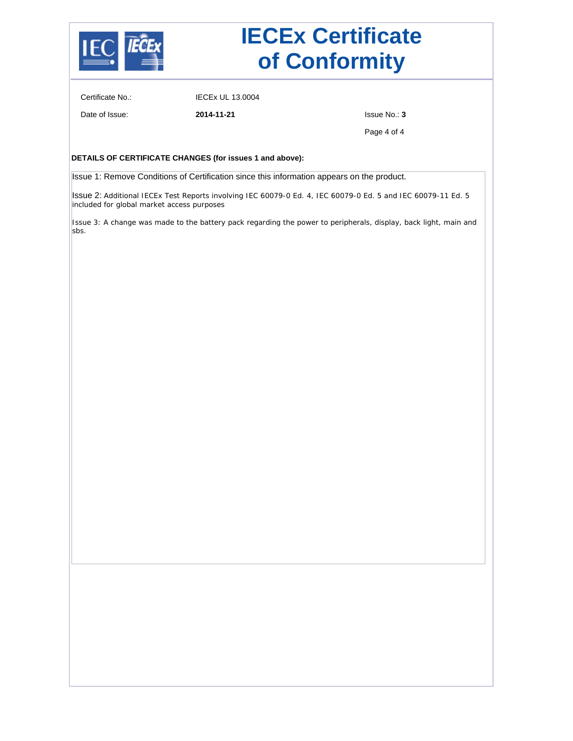# IECEx Certificate of Conformity

| | | |
|---|---|---|
| Certificate No.: | IECEx UL 13.0004 | |
| Date of Issue: | **2014-11-21** | Issue No.: **3** |

**DETAILS OF CERTIFICATE CHANGES (for issues 1 and above):**

Issue 1: Remove Conditions of Certification since this information appears on the product.

Issue 2: Additional IECEx Test Reports involving IEC 60079-0 Ed. 4, IEC 60079-0 Ed. 5 and IEC 60079-11 Ed. 5 included for global market access purposes

Issue 3: A change was made to the battery pack regarding the power to peripherals, display, back light, main and sbs.